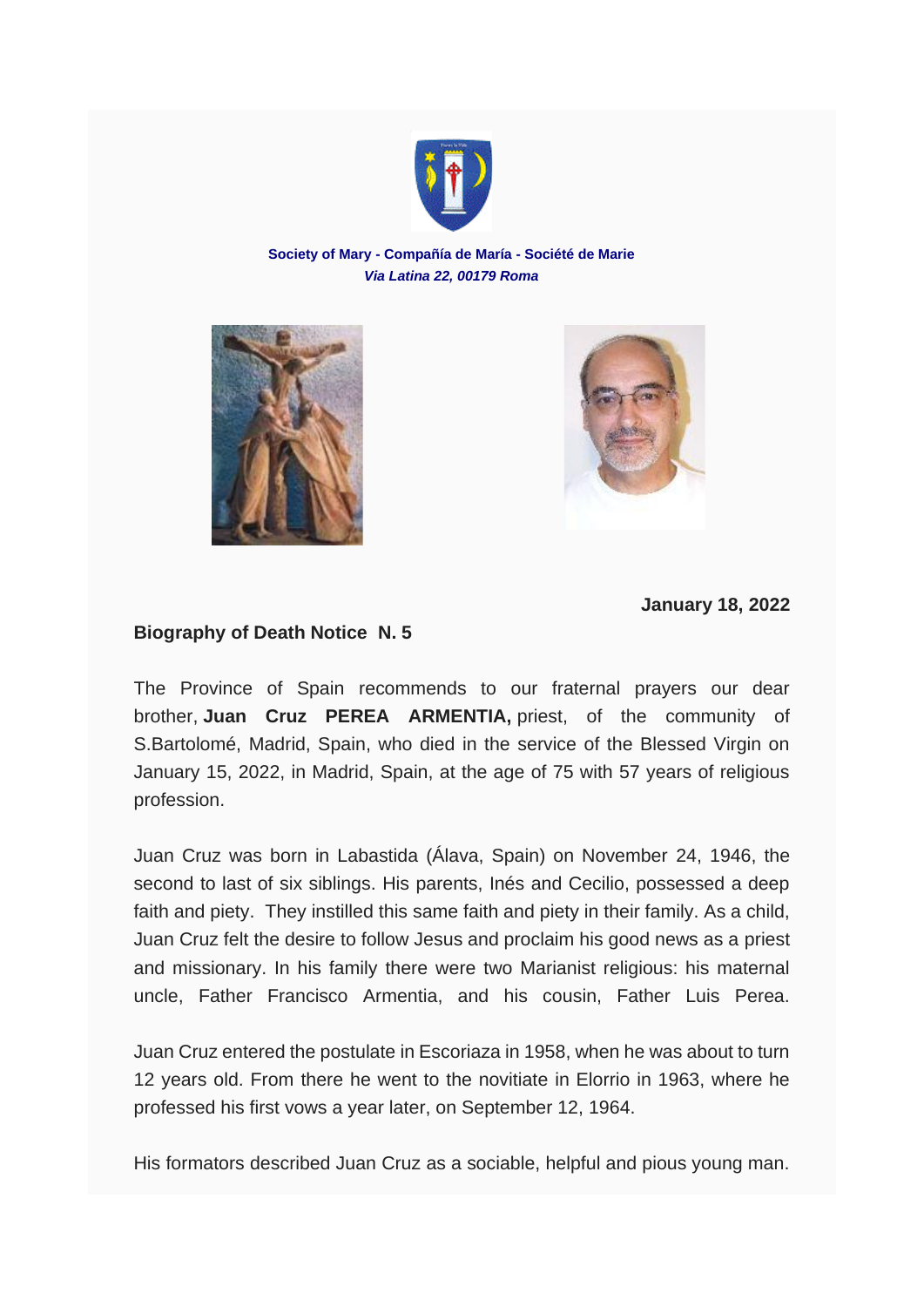**Society of Mary - Compañía de María - Société de Marie**
***Via Latina 22, 00179 Roma***

**January 18, 2022**

**Biography of Death Notice N. 5**

The Province of Spain recommends to our fraternal prayers our dear brother, **Juan Cruz PEREA ARMENTIA,** priest, of the community of S.Bartolomé, Madrid, Spain, who died in the service of the Blessed Virgin on January 15, 2022, in Madrid, Spain, at the age of 75 with 57 years of religious profession.

Juan Cruz was born in Labastida (Álava, Spain) on November 24, 1946, the second to last of six siblings. His parents, Inés and Cecilio, possessed a deep faith and piety. They instilled this same faith and piety in their family. As a child, Juan Cruz felt the desire to follow Jesus and proclaim his good news as a priest and missionary. In his family there were two Marianist religious: his maternal uncle, Father Francisco Armentia, and his cousin, Father Luis Perea.

Juan Cruz entered the postulate in Escoriaza in 1958, when he was about to turn 12 years old. From there he went to the novitiate in Elorrio in 1963, where he professed his first vows a year later, on September 12, 1964.

His formators described Juan Cruz as a sociable, helpful and pious young man.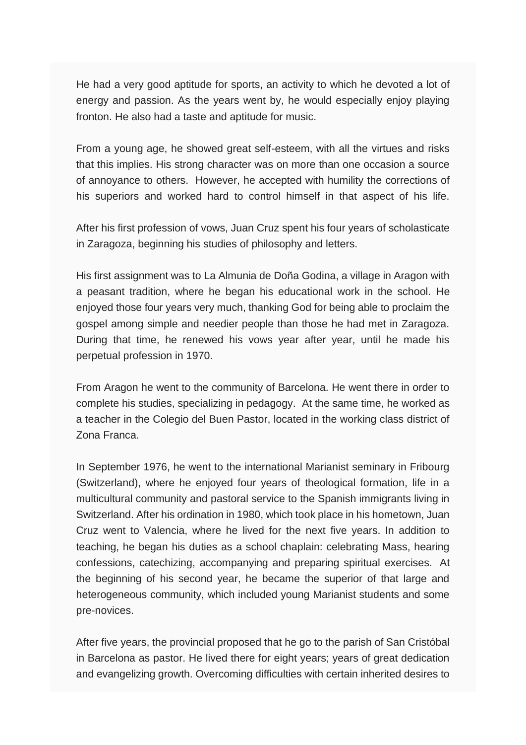He had a very good aptitude for sports, an activity to which he devoted a lot of energy and passion. As the years went by, he would especially enjoy playing fronton. He also had a taste and aptitude for music.

From a young age, he showed great self-esteem, with all the virtues and risks that this implies. His strong character was on more than one occasion a source of annoyance to others. However, he accepted with humility the corrections of his superiors and worked hard to control himself in that aspect of his life.

After his first profession of vows, Juan Cruz spent his four years of scholasticate in Zaragoza, beginning his studies of philosophy and letters.

His first assignment was to La Almunia de Doña Godina, a village in Aragon with a peasant tradition, where he began his educational work in the school. He enjoyed those four years very much, thanking God for being able to proclaim the gospel among simple and needier people than those he had met in Zaragoza. During that time, he renewed his vows year after year, until he made his perpetual profession in 1970.

From Aragon he went to the community of Barcelona. He went there in order to complete his studies, specializing in pedagogy. At the same time, he worked as a teacher in the Colegio del Buen Pastor, located in the working class district of Zona Franca.

In September 1976, he went to the international Marianist seminary in Fribourg (Switzerland), where he enjoyed four years of theological formation, life in a multicultural community and pastoral service to the Spanish immigrants living in Switzerland. After his ordination in 1980, which took place in his hometown, Juan Cruz went to Valencia, where he lived for the next five years. In addition to teaching, he began his duties as a school chaplain: celebrating Mass, hearing confessions, catechizing, accompanying and preparing spiritual exercises. At the beginning of his second year, he became the superior of that large and heterogeneous community, which included young Marianist students and some pre-novices.

After five years, the provincial proposed that he go to the parish of San Cristóbal in Barcelona as pastor. He lived there for eight years; years of great dedication and evangelizing growth. Overcoming difficulties with certain inherited desires to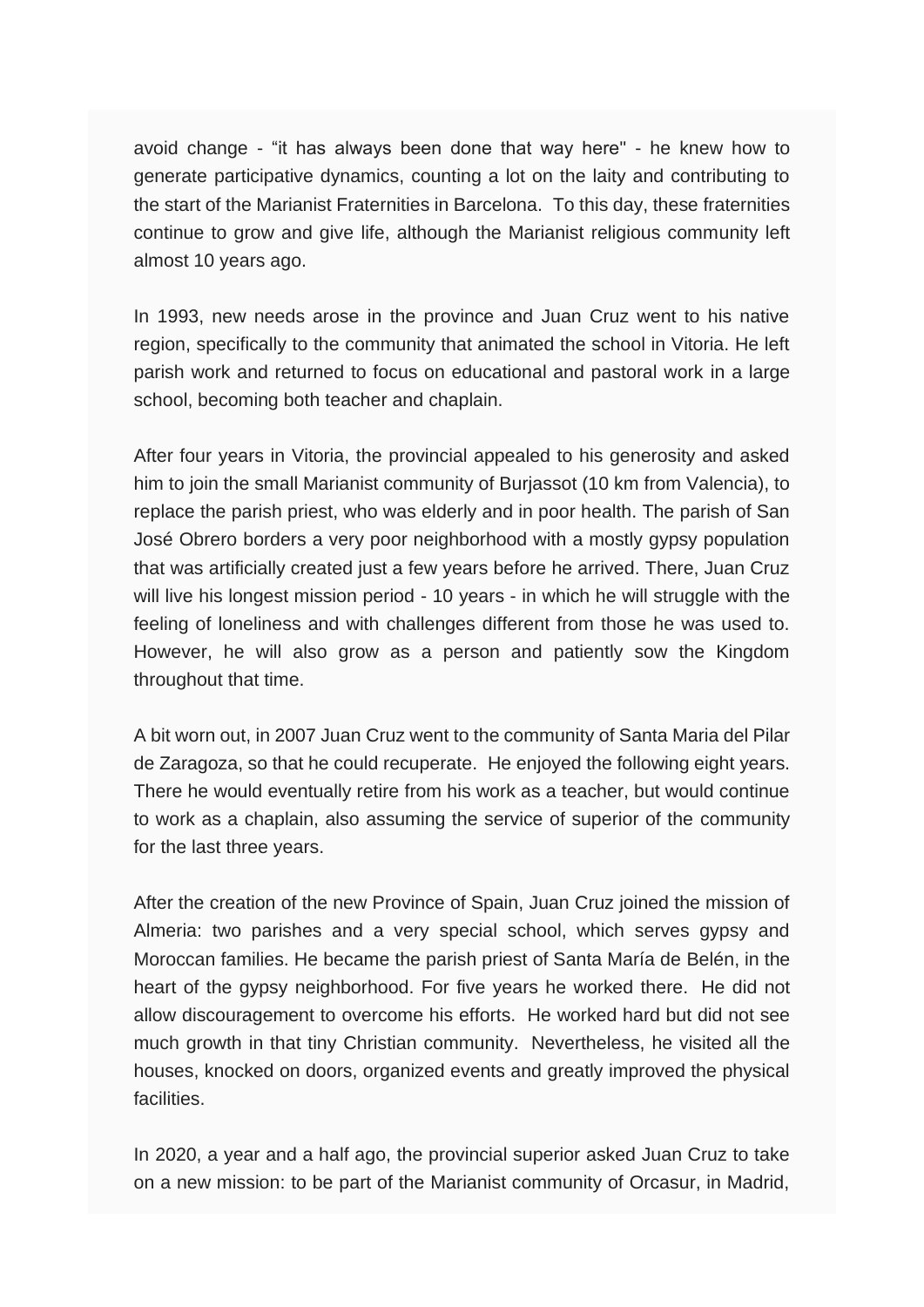avoid change - “it has always been done that way here" - he knew how to generate participative dynamics, counting a lot on the laity and contributing to the start of the Marianist Fraternities in Barcelona. To this day, these fraternities continue to grow and give life, although the Marianist religious community left almost 10 years ago.

In 1993, new needs arose in the province and Juan Cruz went to his native region, specifically to the community that animated the school in Vitoria. He left parish work and returned to focus on educational and pastoral work in a large school, becoming both teacher and chaplain.

After four years in Vitoria, the provincial appealed to his generosity and asked him to join the small Marianist community of Burjassot (10 km from Valencia), to replace the parish priest, who was elderly and in poor health. The parish of San José Obrero borders a very poor neighborhood with a mostly gypsy population that was artificially created just a few years before he arrived. There, Juan Cruz will live his longest mission period - 10 years - in which he will struggle with the feeling of loneliness and with challenges different from those he was used to. However, he will also grow as a person and patiently sow the Kingdom throughout that time.

A bit worn out, in 2007 Juan Cruz went to the community of Santa Maria del Pilar de Zaragoza, so that he could recuperate. He enjoyed the following eight years. There he would eventually retire from his work as a teacher, but would continue to work as a chaplain, also assuming the service of superior of the community for the last three years.

After the creation of the new Province of Spain, Juan Cruz joined the mission of Almeria: two parishes and a very special school, which serves gypsy and Moroccan families. He became the parish priest of Santa María de Belén, in the heart of the gypsy neighborhood. For five years he worked there. He did not allow discouragement to overcome his efforts. He worked hard but did not see much growth in that tiny Christian community. Nevertheless, he visited all the houses, knocked on doors, organized events and greatly improved the physical facilities.

In 2020, a year and a half ago, the provincial superior asked Juan Cruz to take on a new mission: to be part of the Marianist community of Orcasur, in Madrid,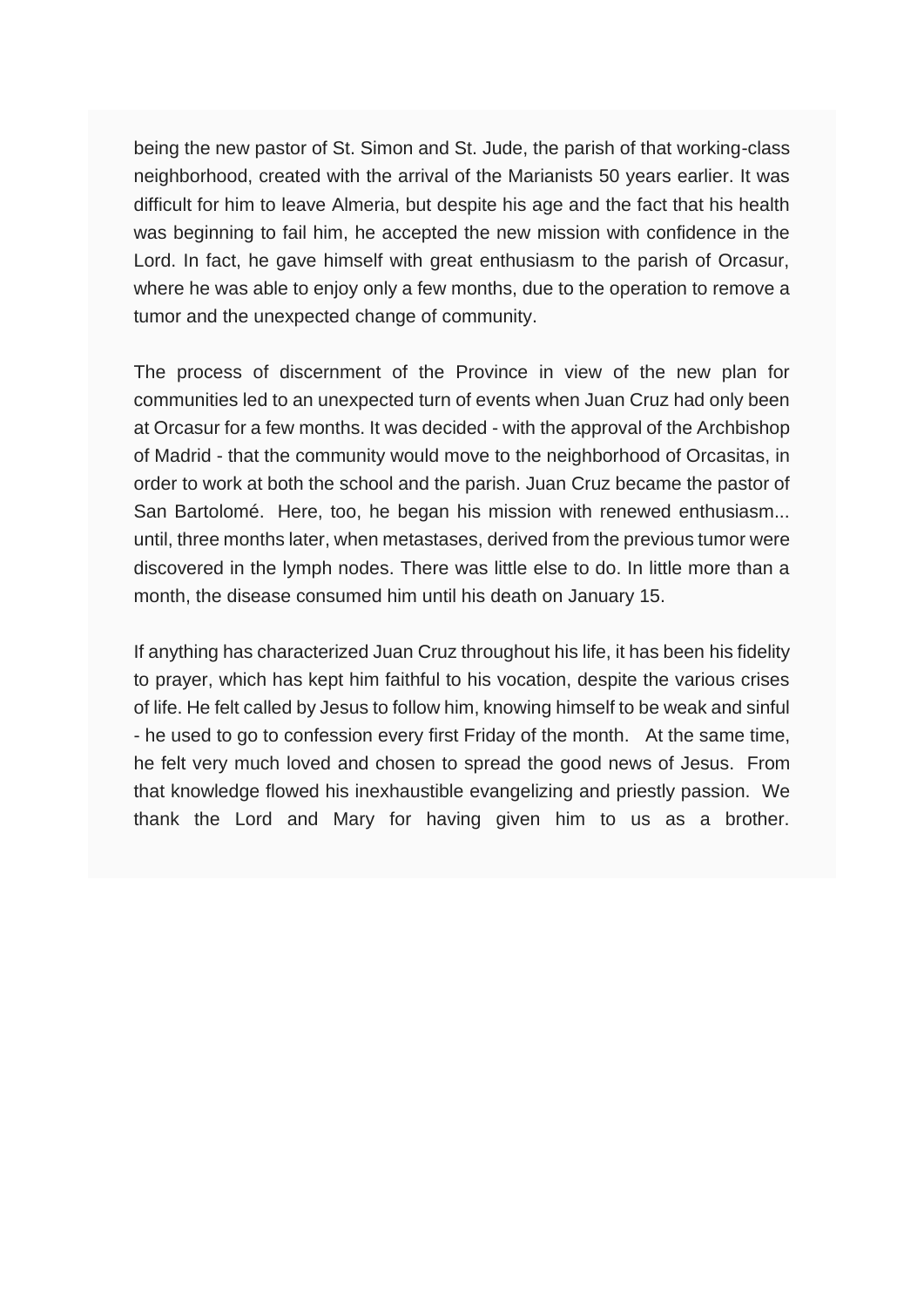being the new pastor of St. Simon and St. Jude, the parish of that working-class neighborhood, created with the arrival of the Marianists 50 years earlier. It was difficult for him to leave Almeria, but despite his age and the fact that his health was beginning to fail him, he accepted the new mission with confidence in the Lord. In fact, he gave himself with great enthusiasm to the parish of Orcasur, where he was able to enjoy only a few months, due to the operation to remove a tumor and the unexpected change of community.

The process of discernment of the Province in view of the new plan for communities led to an unexpected turn of events when Juan Cruz had only been at Orcasur for a few months. It was decided - with the approval of the Archbishop of Madrid - that the community would move to the neighborhood of Orcasitas, in order to work at both the school and the parish. Juan Cruz became the pastor of San Bartolomé. Here, too, he began his mission with renewed enthusiasm... until, three months later, when metastases, derived from the previous tumor were discovered in the lymph nodes. There was little else to do. In little more than a month, the disease consumed him until his death on January 15.

If anything has characterized Juan Cruz throughout his life, it has been his fidelity to prayer, which has kept him faithful to his vocation, despite the various crises of life. He felt called by Jesus to follow him, knowing himself to be weak and sinful - he used to go to confession every first Friday of the month. At the same time, he felt very much loved and chosen to spread the good news of Jesus. From that knowledge flowed his inexhaustible evangelizing and priestly passion. We thank the Lord and Mary for having given him to us as a brother.